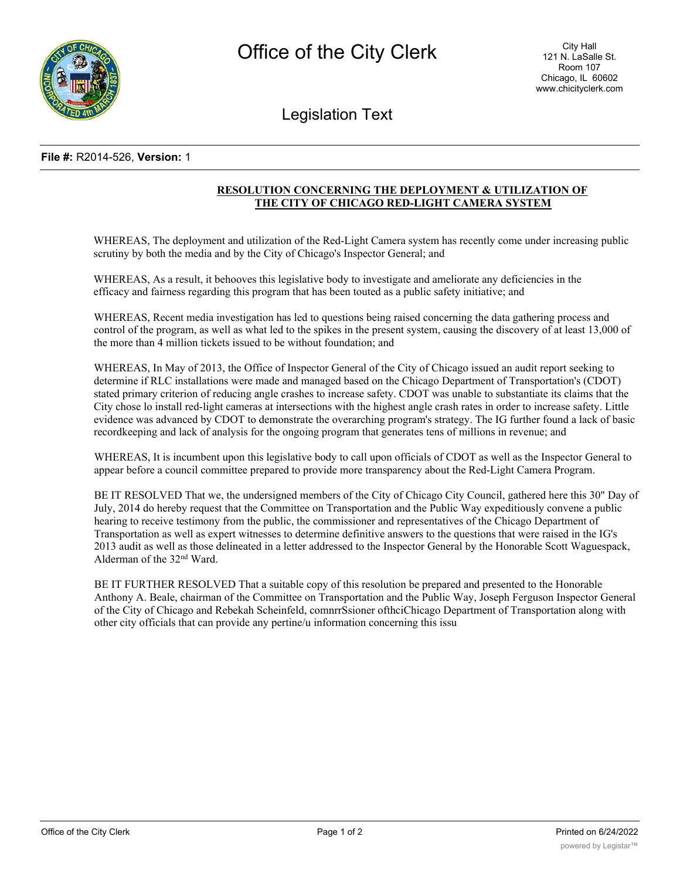# Office of the City Clerk

City Hall
121 N. LaSalle St.
Room 107
Chicago, IL 60602
www.chicityclerk.com

## Legislation Text

**File #:** R2014-526, **Version:** 1

**RESOLUTION CONCERNING THE DEPLOYMENT & UTILIZATION OF THE CITY OF CHICAGO RED-LIGHT CAMERA SYSTEM**

WHEREAS, The deployment and utilization of the Red-Light Camera system has recently come under increasing public scrutiny by both the media and by the City of Chicago's Inspector General; and

WHEREAS, As a result, it behooves this legislative body to investigate and ameliorate any deficiencies in the efficacy and fairness regarding this program that has been touted as a public safety initiative; and

WHEREAS, Recent media investigation has led to questions being raised concerning the data gathering process and control of the program, as well as what led to the spikes in the present system, causing the discovery of at least 13,000 of the more than 4 million tickets issued to be without foundation; and

WHEREAS, In May of 2013, the Office of Inspector General of the City of Chicago issued an audit report seeking to determine if RLC installations were made and managed based on the Chicago Department of Transportation's (CDOT) stated primary criterion of reducing angle crashes to increase safety. CDOT was unable to substantiate its claims that the City chose lo install red-light cameras at intersections with the highest angle crash rates in order to increase safety. Little evidence was advanced by CDOT to demonstrate the overarching program's strategy. The IG further found a lack of basic recordkeeping and lack of analysis for the ongoing program that generates tens of millions in revenue; and

WHEREAS, It is incumbent upon this legislative body to call upon officials of CDOT as well as the Inspector General to appear before a council committee prepared to provide more transparency about the Red-Light Camera Program.

BE IT RESOLVED That we, the undersigned members of the City of Chicago City Council, gathered here this 30" Day of July, 2014 do hereby request that the Committee on Transportation and the Public Way expeditiously convene a public hearing to receive testimony from the public, the commissioner and representatives of the Chicago Department of Transportation as well as expert witnesses to determine definitive answers to the questions that were raised in the IG's 2013 audit as well as those delineated in a letter addressed to the Inspector General by the Honorable Scott Waguespack, Alderman of the 32nd Ward.

BE IT FURTHER RESOLVED That a suitable copy of this resolution be prepared and presented to the Honorable Anthony A. Beale, chairman of the Committee on Transportation and the Public Way, Joseph Ferguson Inspector General of the City of Chicago and Rebekah Scheinfeld, comnrrSsioner ofthciChicago Department of Transportation along with other city officials that can provide any pertine/u information concerning this issu